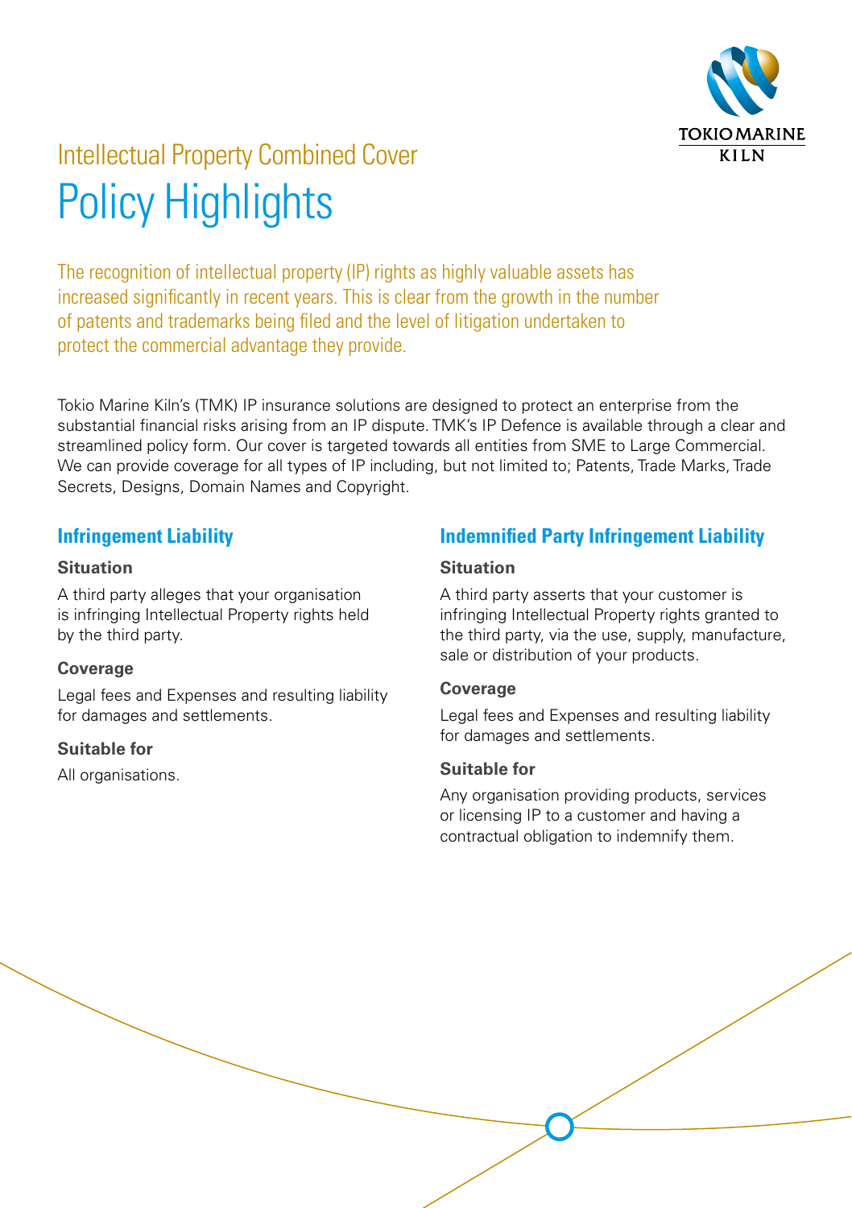# Intellectual Property Combined Cover

# Policy Highlights

The recognition of intellectual property (IP) rights as highly valuable assets has increased significantly in recent years. This is clear from the growth in the number of patents and trademarks being filed and the level of litigation undertaken to protect the commercial advantage they provide.

Tokio Marine Kiln's (TMK) IP insurance solutions are designed to protect an enterprise from the substantial financial risks arising from an IP dispute. TMK's IP Defence is available through a clear and streamlined policy form. Our cover is targeted towards all entities from SME to Large Commercial. We can provide coverage for all types of IP including, but not limited to; Patents, Trade Marks, Trade Secrets, Designs, Domain Names and Copyright.

## Infringement Liability

### Situation

A third party alleges that your organisation is infringing Intellectual Property rights held by the third party.

### Coverage

Legal fees and Expenses and resulting liability for damages and settlements.

### Suitable for

All organisations.

## Indemnified Party Infringement Liability

### Situation

A third party asserts that your customer is infringing Intellectual Property rights granted to the third party, via the use, supply, manufacture, sale or distribution of your products.

### Coverage

Legal fees and Expenses and resulting liability for damages and settlements.

### Suitable for

Any organisation providing products, services or licensing IP to a customer and having a contractual obligation to indemnify them.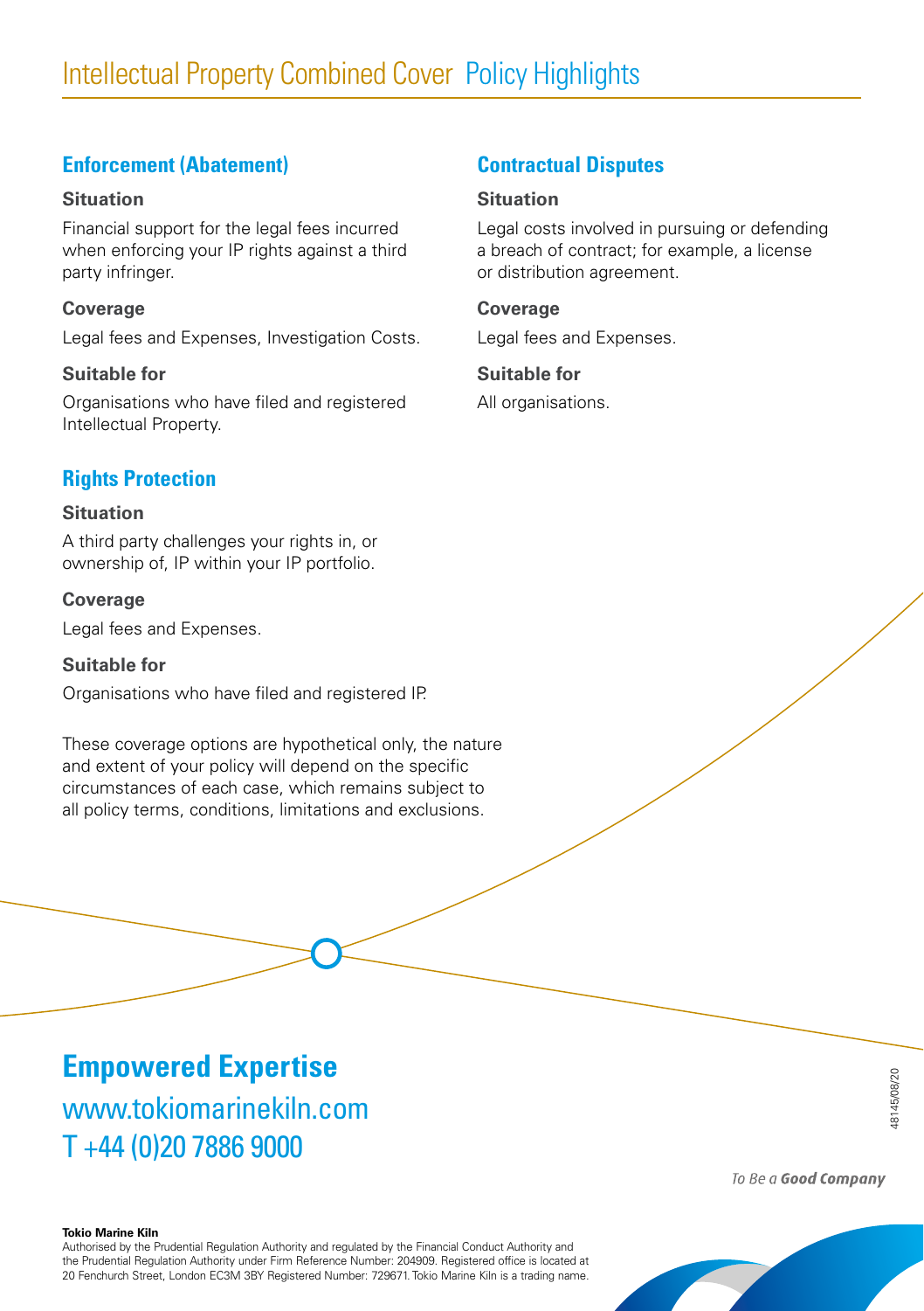# Intellectual Property Combined Cover Policy Highlights

## Enforcement (Abatement)

### Situation

Financial support for the legal fees incurred when enforcing your IP rights against a third party infringer.

### Coverage

Legal fees and Expenses, Investigation Costs.

### Suitable for

Organisations who have filed and registered Intellectual Property.

## Rights Protection

### Situation

A third party challenges your rights in, or ownership of, IP within your IP portfolio.

### Coverage

Legal fees and Expenses.

### Suitable for

Organisations who have filed and registered IP.

These coverage options are hypothetical only, the nature and extent of your policy will depend on the specific circumstances of each case, which remains subject to all policy terms, conditions, limitations and exclusions.

## Contractual Disputes

### Situation

Legal costs involved in pursuing or defending a breach of contract; for example, a license or distribution agreement.

### Coverage

Legal fees and Expenses.

### Suitable for

All organisations.

## Empowered Expertise

www.tokiomarinekiln.com
T +44 (0)20 7886 9000

48145/08/20

*To Be a **Good Company***

**Tokio Marine Kiln**
Authorised by the Prudential Regulation Authority and regulated by the Financial Conduct Authority and the Prudential Regulation Authority under Firm Reference Number: 204909. Registered office is located at 20 Fenchurch Street, London EC3M 3BY Registered Number: 729671. Tokio Marine Kiln is a trading name.